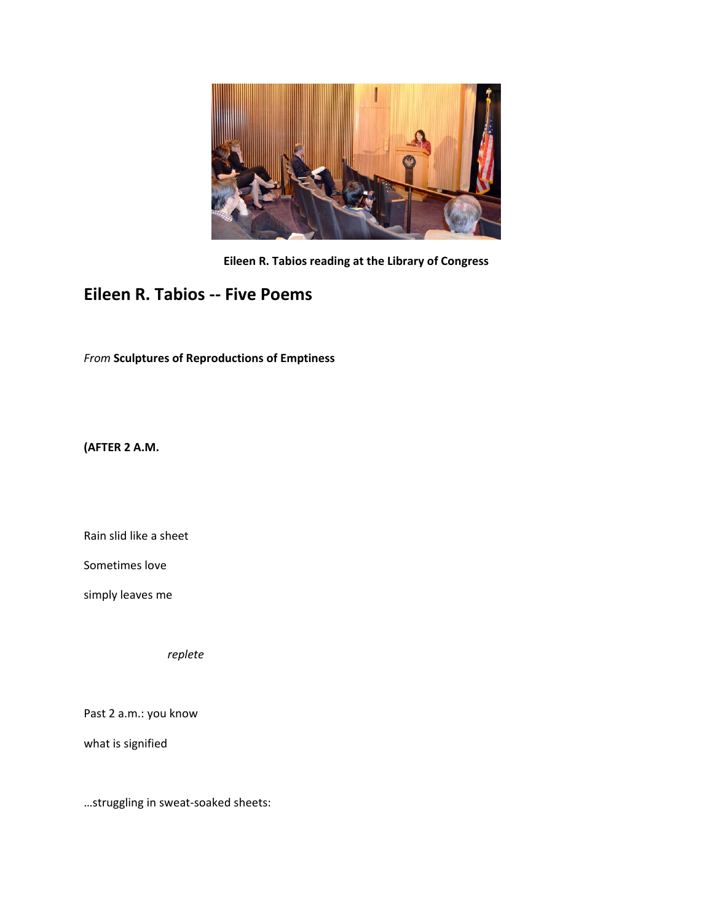Eileen R. Tabios reading at the Library of Congress

## Eileen R. Tabios -- Five Poems

*From* **Sculptures of Reproductions of Emptiness**

**(AFTER 2 A.M.**

Rain slid like a sheet

Sometimes love

simply leaves me

*replete*

Past 2 a.m.: you know

what is signified

…struggling in sweat-soaked sheets: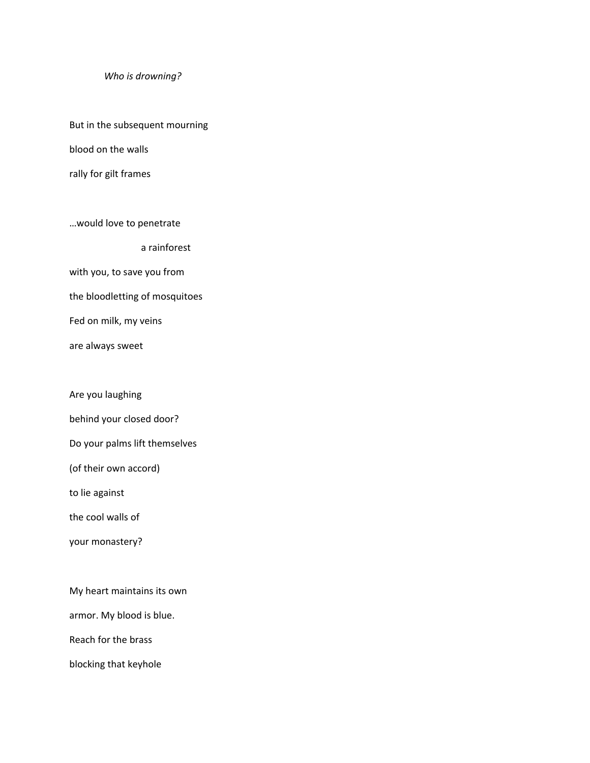*Who is drowning?*

But in the subsequent mourning
blood on the walls
rally for gilt frames

…would love to penetrate
                        a rainforest
with you, to save you from
the bloodletting of mosquitoes
Fed on milk, my veins
are always sweet

Are you laughing
behind your closed door?
Do your palms lift themselves
(of their own accord)
to lie against
the cool walls of
your monastery?

My heart maintains its own
armor. My blood is blue.
Reach for the brass
blocking that keyhole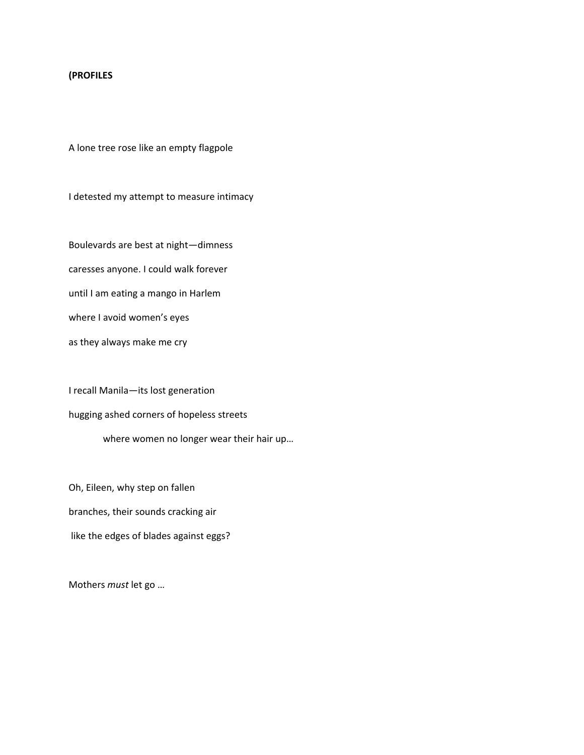**(PROFILES**

A lone tree rose like an empty flagpole

I detested my attempt to measure intimacy

Boulevards are best at night—dimness  
caresses anyone. I could walk forever  
until I am eating a mango in Harlem  
where I avoid women's eyes  
as they always make me cry

I recall Manila—its lost generation  
hugging ashed corners of hopeless streets  
&nbsp;&nbsp;&nbsp;&nbsp;&nbsp;&nbsp;&nbsp;&nbsp;where women no longer wear their hair up…

Oh, Eileen, why step on fallen  
branches, their sounds cracking air  
like the edges of blades against eggs?

Mothers *must* let go …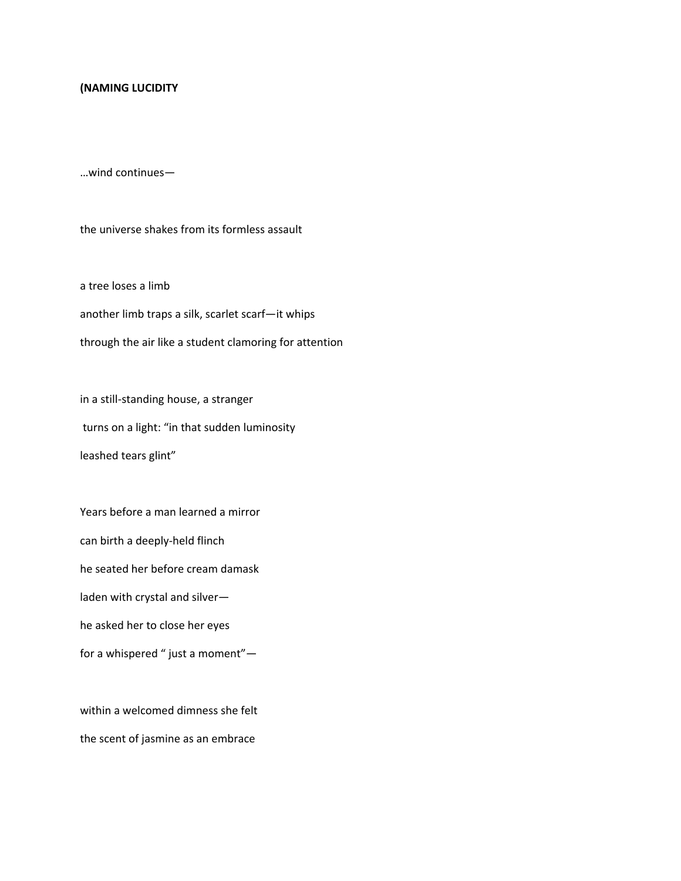**(NAMING LUCIDITY**

…wind continues—

the universe shakes from its formless assault

a tree loses a limb
another limb traps a silk, scarlet scarf—it whips
through the air like a student clamoring for attention

in a still-standing house, a stranger
turns on a light: “in that sudden luminosity
leashed tears glint”

Years before a man learned a mirror
can birth a deeply-held flinch
he seated her before cream damask
laden with crystal and silver—
he asked her to close her eyes
for a whispered “ just a moment”—

within a welcomed dimness she felt
the scent of jasmine as an embrace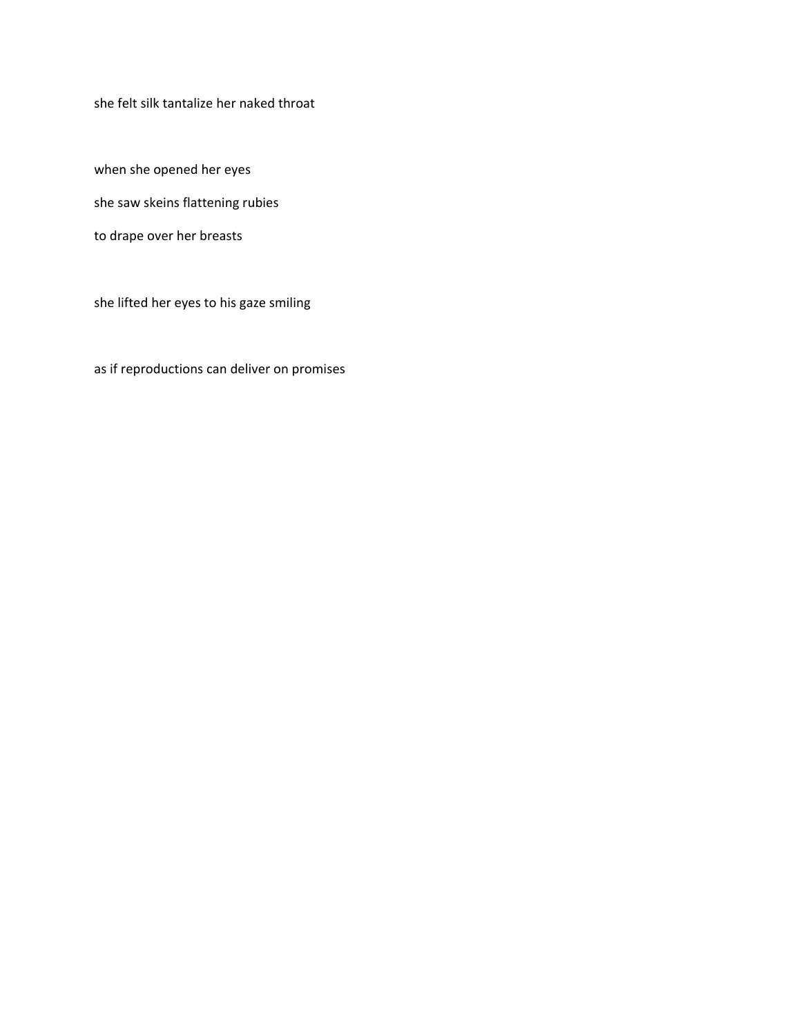she felt silk tantalize her naked throat

when she opened her eyes

she saw skeins flattening rubies

to drape over her breasts

she lifted her eyes to his gaze smiling

as if reproductions can deliver on promises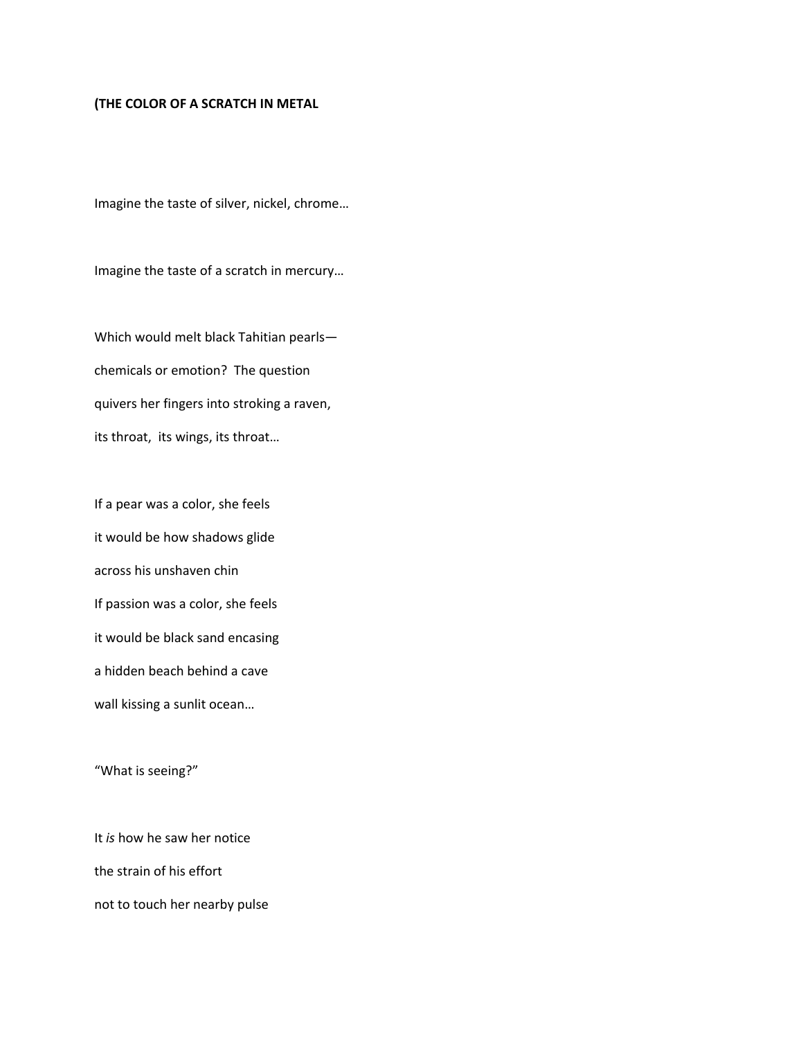**(THE COLOR OF A SCRATCH IN METAL**

Imagine the taste of silver, nickel, chrome…

Imagine the taste of a scratch in mercury…

Which would melt black Tahitian pearls—  
chemicals or emotion?  The question  
quivers her fingers into stroking a raven,  
its throat,  its wings, its throat…

If a pear was a color, she feels  
it would be how shadows glide  
across his unshaven chin  
If passion was a color, she feels  
it would be black sand encasing  
a hidden beach behind a cave  
wall kissing a sunlit ocean…

“What is seeing?”

It *is* how he saw her notice  
the strain of his effort  
not to touch her nearby pulse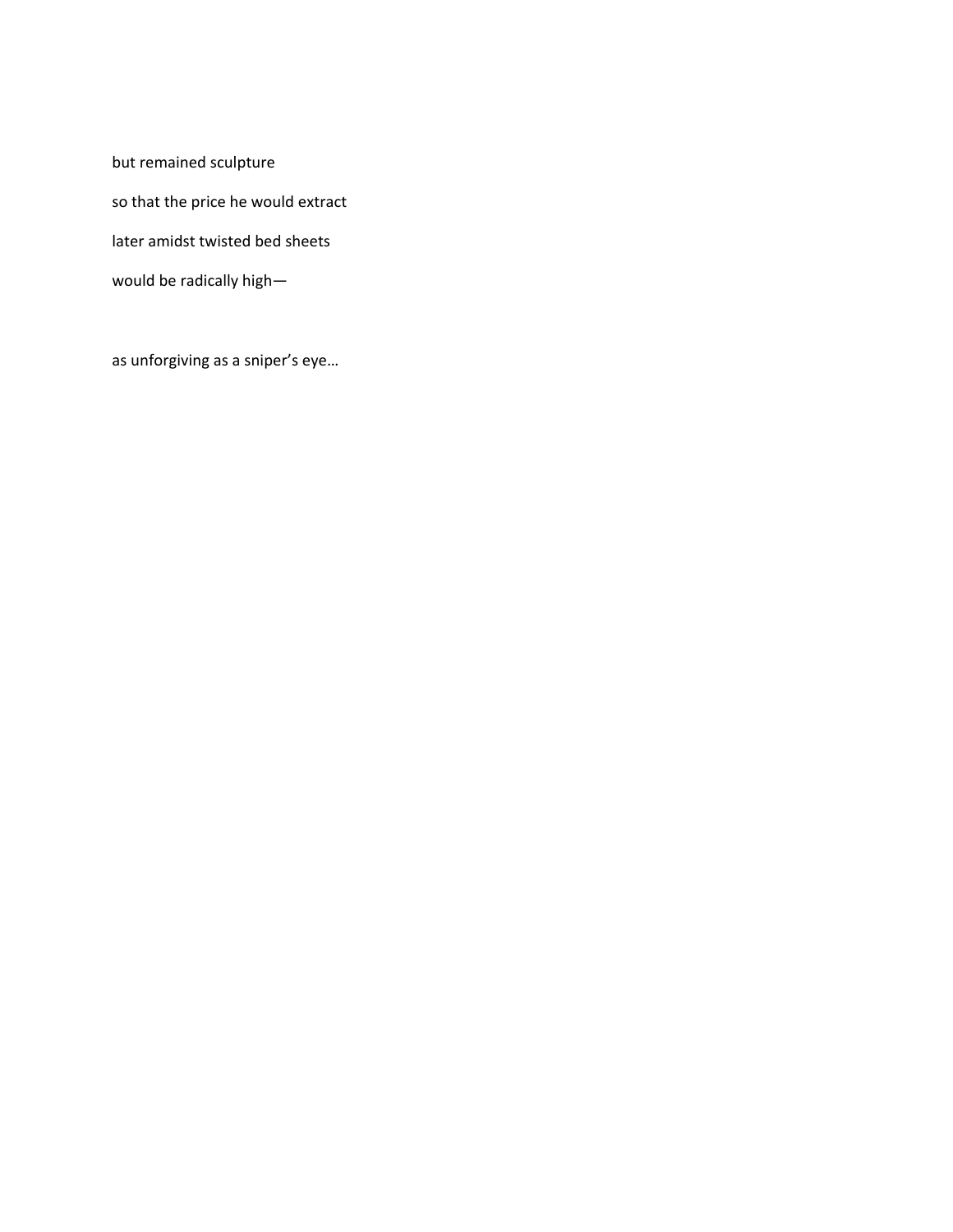but remained sculpture

so that the price he would extract

later amidst twisted bed sheets

would be radically high—

as unforgiving as a sniper's eye…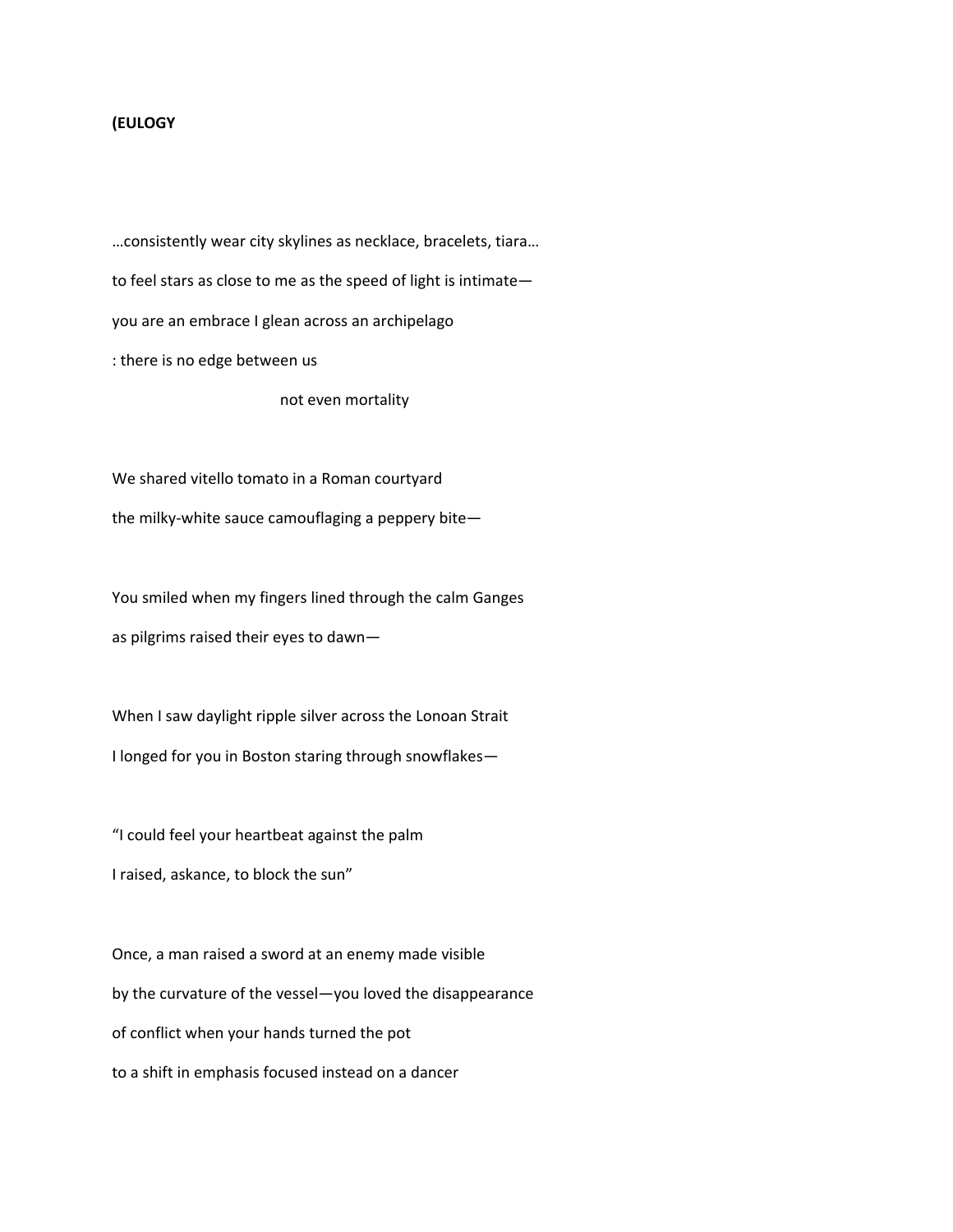**(EULOGY**

…consistently wear city skylines as necklace, bracelets, tiara…

to feel stars as close to me as the speed of light is intimate—

you are an embrace I glean across an archipelago

: there is no edge between us

                    not even mortality

We shared vitello tomato in a Roman courtyard

the milky-white sauce camouflaging a peppery bite—

You smiled when my fingers lined through the calm Ganges

as pilgrims raised their eyes to dawn—

When I saw daylight ripple silver across the Lonoan Strait

I longed for you in Boston staring through snowflakes—

"I could feel your heartbeat against the palm

I raised, askance, to block the sun"

Once, a man raised a sword at an enemy made visible

by the curvature of the vessel—you loved the disappearance

of conflict when your hands turned the pot

to a shift in emphasis focused instead on a dancer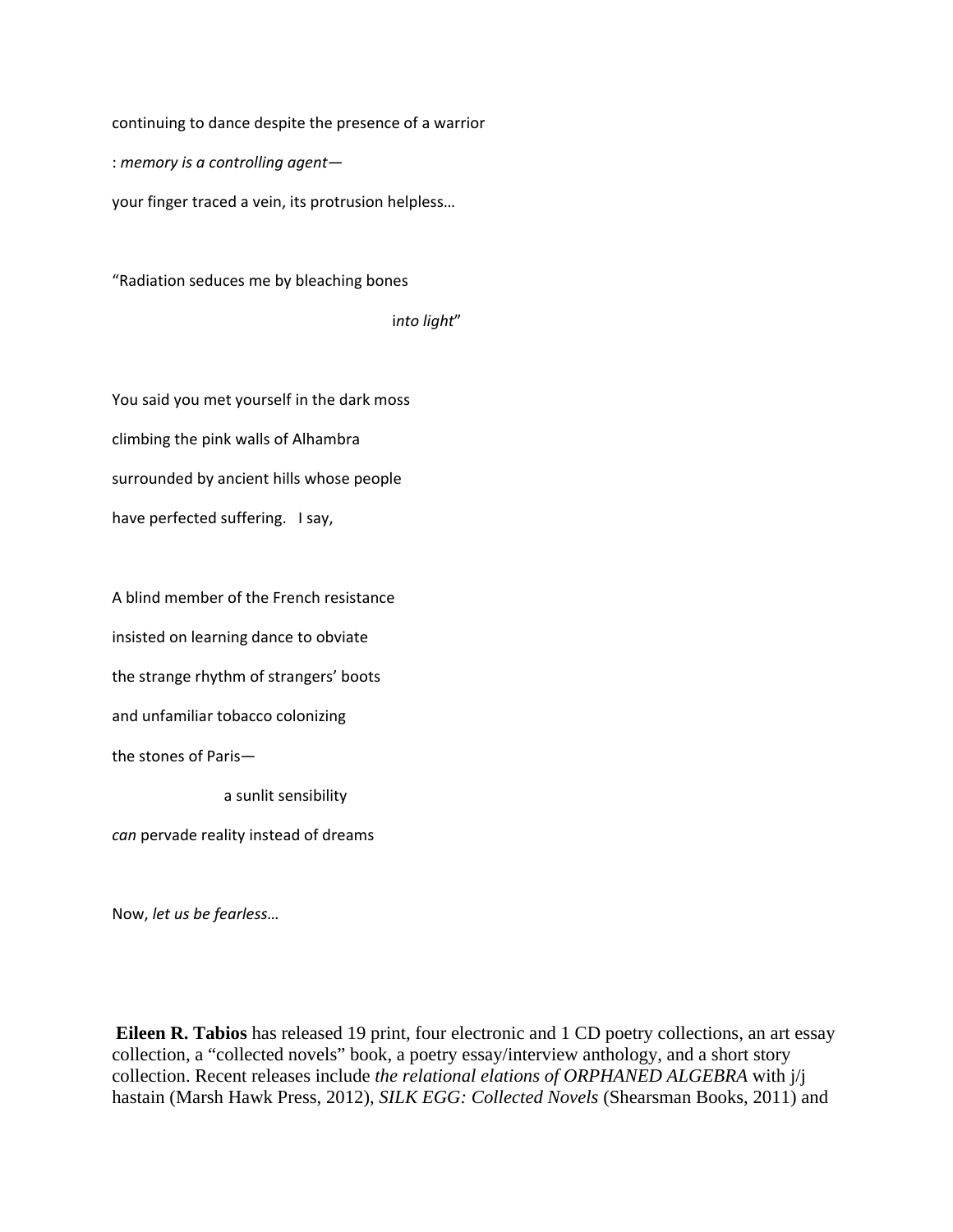continuing to dance despite the presence of a warrior

: *memory is a controlling agent*—

your finger traced a vein, its protrusion helpless…

"Radiation seduces me by bleaching bones

i*nto light*"

You said you met yourself in the dark moss

climbing the pink walls of Alhambra

surrounded by ancient hills whose people

have perfected suffering.   I say,

A blind member of the French resistance

insisted on learning dance to obviate

the strange rhythm of strangers' boots

and unfamiliar tobacco colonizing

the stones of Paris—

a sunlit sensibility

*can* pervade reality instead of dreams

Now, *let us be fearless…*

**Eileen R. Tabios** has released 19 print, four electronic and 1 CD poetry collections, an art essay collection, a "collected novels" book, a poetry essay/interview anthology, and a short story collection. Recent releases include *the relational elations of ORPHANED ALGEBRA* with j/j hastain (Marsh Hawk Press, 2012), *SILK EGG: Collected Novels* (Shearsman Books, 2011) and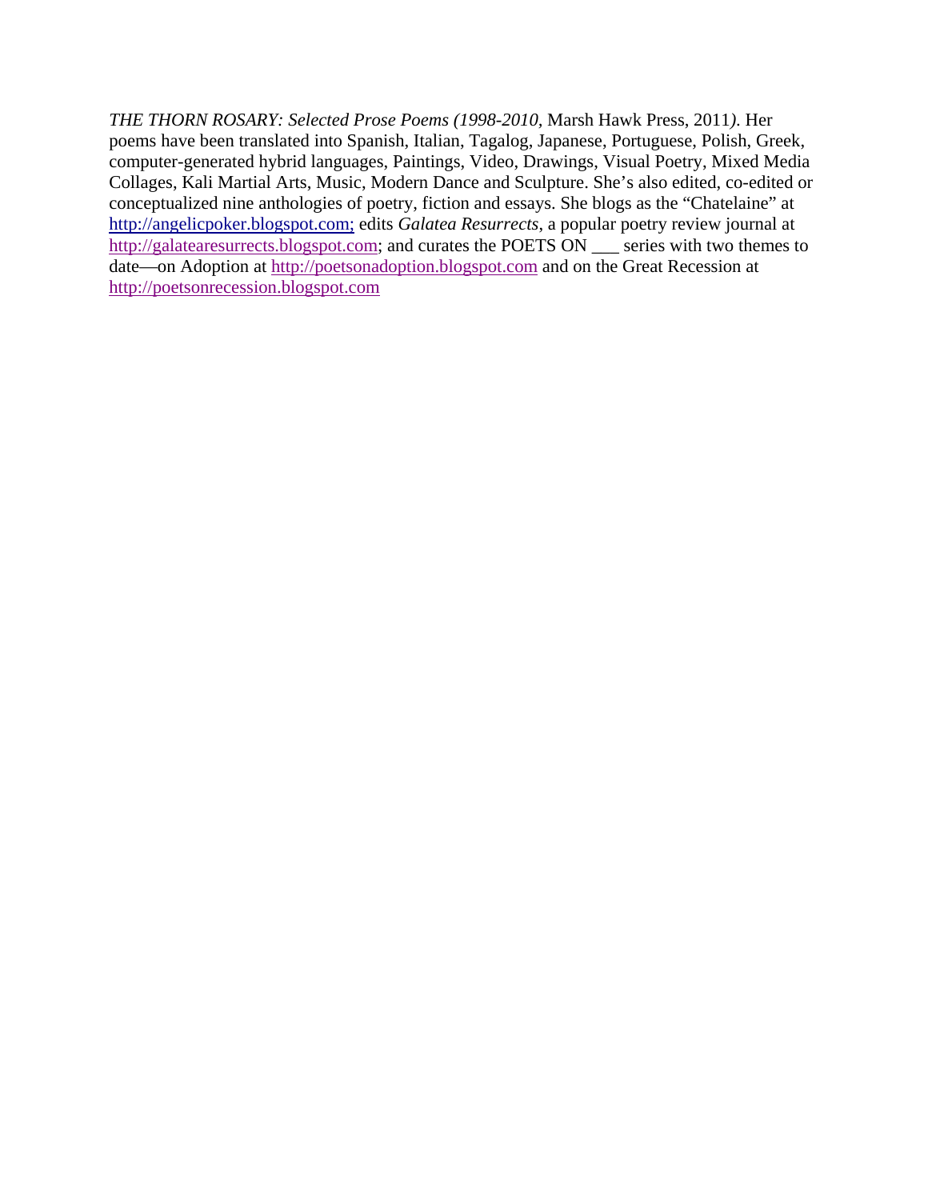*THE THORN ROSARY: Selected Prose Poems (1998-2010*, Marsh Hawk Press, 2011*)*. Her poems have been translated into Spanish, Italian, Tagalog, Japanese, Portuguese, Polish, Greek, computer-generated hybrid languages, Paintings, Video, Drawings, Visual Poetry, Mixed Media Collages, Kali Martial Arts, Music, Modern Dance and Sculpture. She's also edited, co-edited or conceptualized nine anthologies of poetry, fiction and essays. She blogs as the "Chatelaine" at http://angelicpoker.blogspot.com; edits *Galatea Resurrects*, a popular poetry review journal at http://galatearesurrects.blogspot.com; and curates the POETS ON ___ series with two themes to date—on Adoption at http://poetsonadoption.blogspot.com and on the Great Recession at http://poetsonrecession.blogspot.com